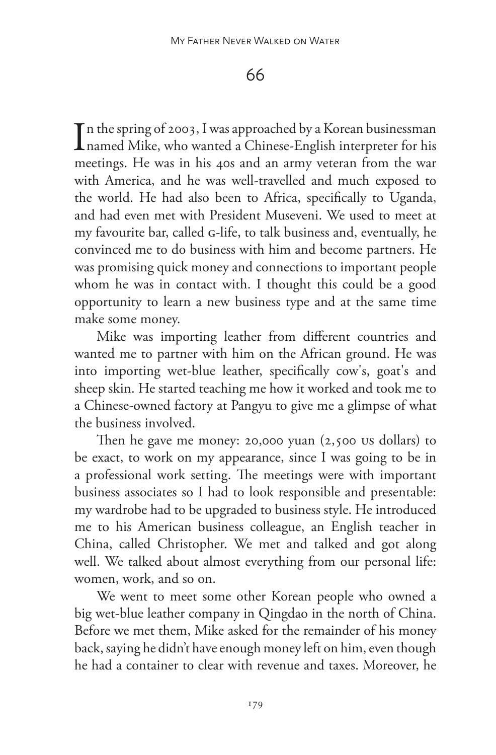# 66

In the spring of 2003, I was approached by a Korean businessman named Mike, who wanted a Chinese-English interpreter for his meetings. He was in his 40s and an army veteran from the war with America, and he was well-travelled and much exposed to the world. He had also been to Africa, specifically to Uganda, and had even met with President Museveni. We used to meet at my favourite bar, called G-life, to talk business and, eventually, he convinced me to do business with him and become partners. He was promising quick money and connections to important people whom he was in contact with. I thought this could be a good opportunity to learn a new business type and at the same time make some money.

Mike was importing leather from different countries and wanted me to partner with him on the African ground. He was into importing wet-blue leather, specifically cow's, goat's and sheep skin. He started teaching me how it worked and took me to a Chinese-owned factory at Pangyu to give me a glimpse of what the business involved.

Then he gave me money: 20,000 yuan (2,500 US dollars) to be exact, to work on my appearance, since I was going to be in a professional work setting. The meetings were with important business associates so I had to look responsible and presentable: my wardrobe had to be upgraded to business style. He introduced me to his American business colleague, an English teacher in China, called Christopher. We met and talked and got along well. We talked about almost everything from our personal life: women, work, and so on.

We went to meet some other Korean people who owned a big wet-blue leather company in Qingdao in the north of China. Before we met them, Mike asked for the remainder of his money back, saying he didn't have enough money left on him, even though he had a container to clear with revenue and taxes. Moreover, he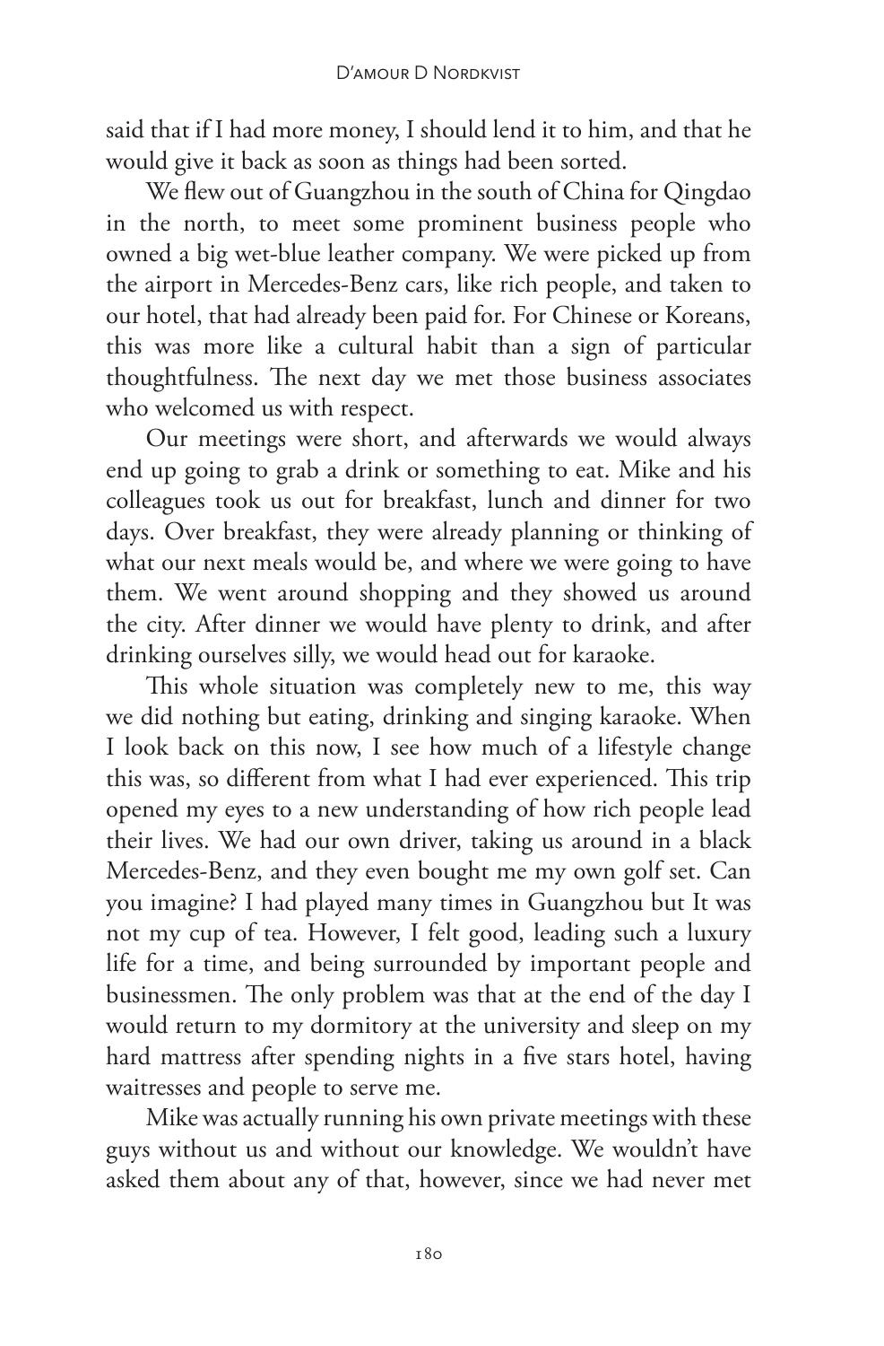said that if I had more money, I should lend it to him, and that he would give it back as soon as things had been sorted.

We flew out of Guangzhou in the south of China for Qingdao in the north, to meet some prominent business people who owned a big wet-blue leather company. We were picked up from the airport in Mercedes-Benz cars, like rich people, and taken to our hotel, that had already been paid for. For Chinese or Koreans, this was more like a cultural habit than a sign of particular thoughtfulness. The next day we met those business associates who welcomed us with respect.

Our meetings were short, and afterwards we would always end up going to grab a drink or something to eat. Mike and his colleagues took us out for breakfast, lunch and dinner for two days. Over breakfast, they were already planning or thinking of what our next meals would be, and where we were going to have them. We went around shopping and they showed us around the city. After dinner we would have plenty to drink, and after drinking ourselves silly, we would head out for karaoke.

This whole situation was completely new to me, this way we did nothing but eating, drinking and singing karaoke. When I look back on this now, I see how much of a lifestyle change this was, so different from what I had ever experienced. This trip opened my eyes to a new understanding of how rich people lead their lives. We had our own driver, taking us around in a black Mercedes-Benz, and they even bought me my own golf set. Can you imagine? I had played many times in Guangzhou but It was not my cup of tea. However, I felt good, leading such a luxury life for a time, and being surrounded by important people and businessmen. The only problem was that at the end of the day I would return to my dormitory at the university and sleep on my hard mattress after spending nights in a five stars hotel, having waitresses and people to serve me.

Mike was actually running his own private meetings with these guys without us and without our knowledge. We wouldn't have asked them about any of that, however, since we had never met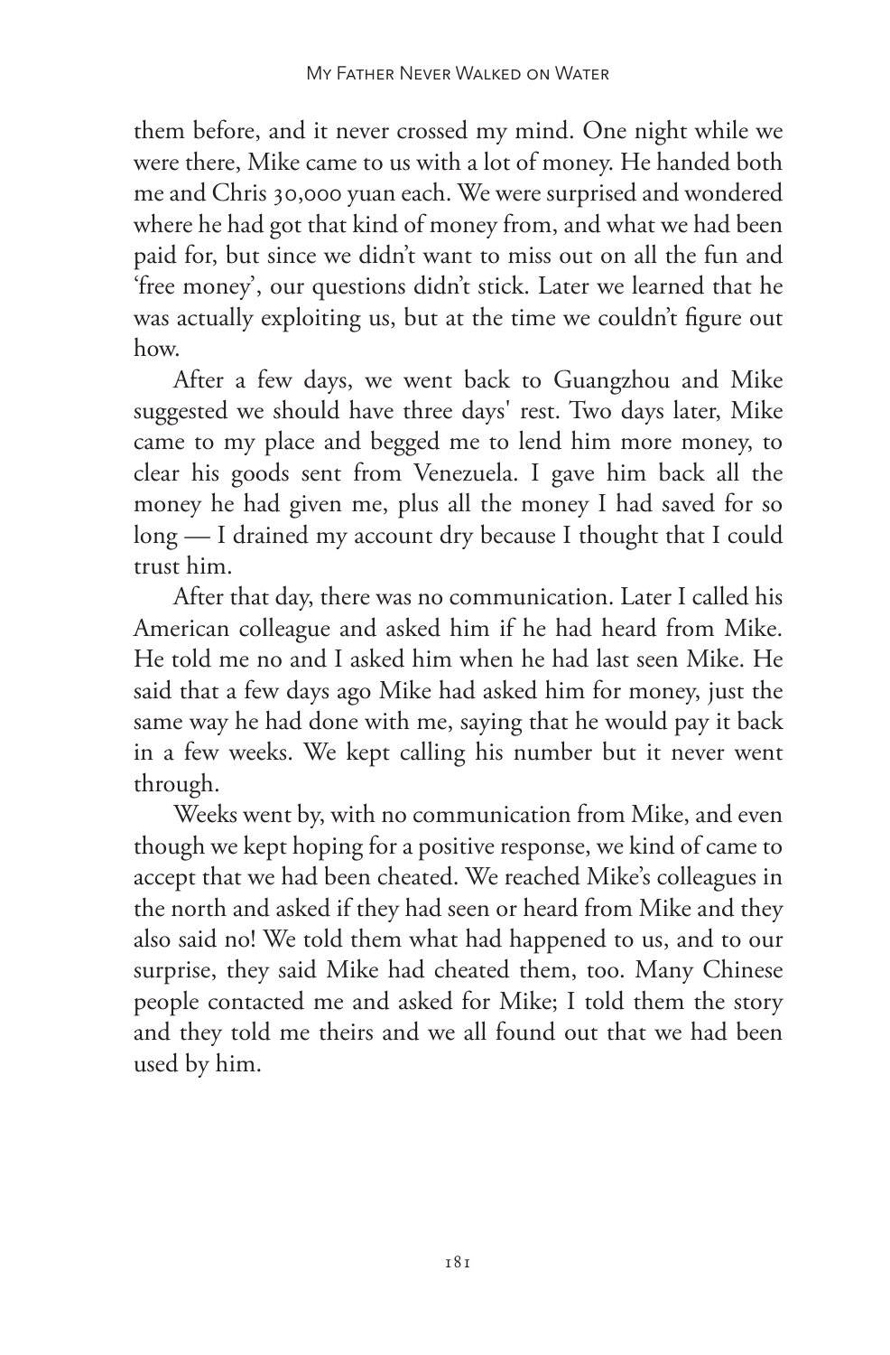them before, and it never crossed my mind. One night while we were there, Mike came to us with a lot of money. He handed both me and Chris 30,000 yuan each. We were surprised and wondered where he had got that kind of money from, and what we had been paid for, but since we didn't want to miss out on all the fun and 'free money', our questions didn't stick. Later we learned that he was actually exploiting us, but at the time we couldn't figure out how.

After a few days, we went back to Guangzhou and Mike suggested we should have three days' rest. Two days later, Mike came to my place and begged me to lend him more money, to clear his goods sent from Venezuela. I gave him back all the money he had given me, plus all the money I had saved for so long — I drained my account dry because I thought that I could trust him.

After that day, there was no communication. Later I called his American colleague and asked him if he had heard from Mike. He told me no and I asked him when he had last seen Mike. He said that a few days ago Mike had asked him for money, just the same way he had done with me, saying that he would pay it back in a few weeks. We kept calling his number but it never went through.

Weeks went by, with no communication from Mike, and even though we kept hoping for a positive response, we kind of came to accept that we had been cheated. We reached Mike's colleagues in the north and asked if they had seen or heard from Mike and they also said no! We told them what had happened to us, and to our surprise, they said Mike had cheated them, too. Many Chinese people contacted me and asked for Mike; I told them the story and they told me theirs and we all found out that we had been used by him.